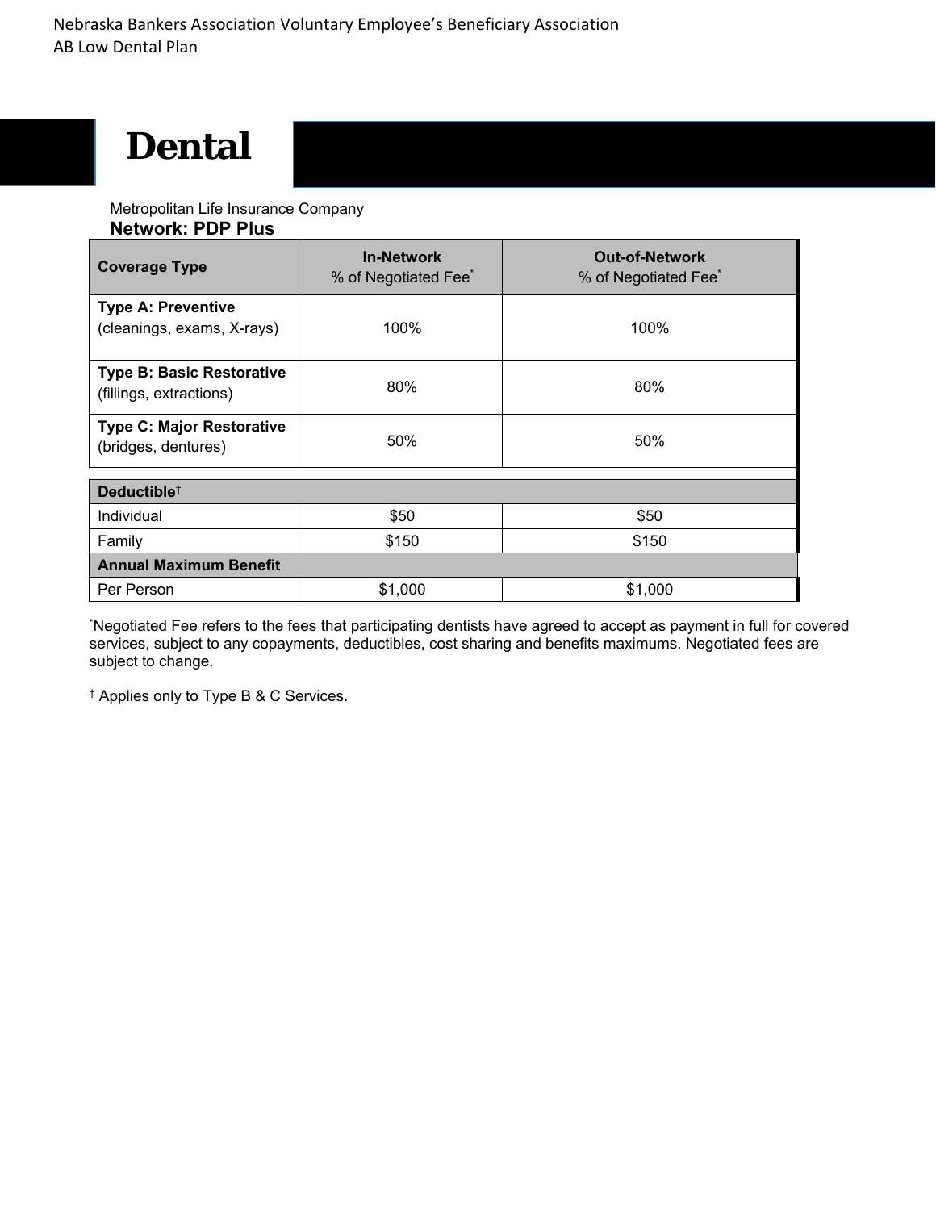Nebraska Bankers Association Voluntary Employee's Beneficiary Association
AB Low Dental Plan

# Dental

Metropolitan Life Insurance Company

**Network: PDP Plus**

| **Coverage Type** | **In-Network** % of Negotiated Fee* | **Out-of-Network** % of Negotiated Fee* |
|---|---|---|
| **Type A: Preventive** (cleanings, exams, X-rays) | 100% | 100% |
| **Type B: Basic Restorative** (fillings, extractions) | 80% | 80% |
| **Type C: Major Restorative** (bridges, dentures) | 50% | 50% |
| **Deductible†** | | |
| Individual | $50 | $50 |
| Family | $150 | $150 |
| **Annual Maximum Benefit** | | |
| Per Person | $1,000 | $1,000 |

*Negotiated Fee refers to the fees that participating dentists have agreed to accept as payment in full for covered services, subject to any copayments, deductibles, cost sharing and benefits maximums. Negotiated fees are subject to change.

† Applies only to Type B & C Services.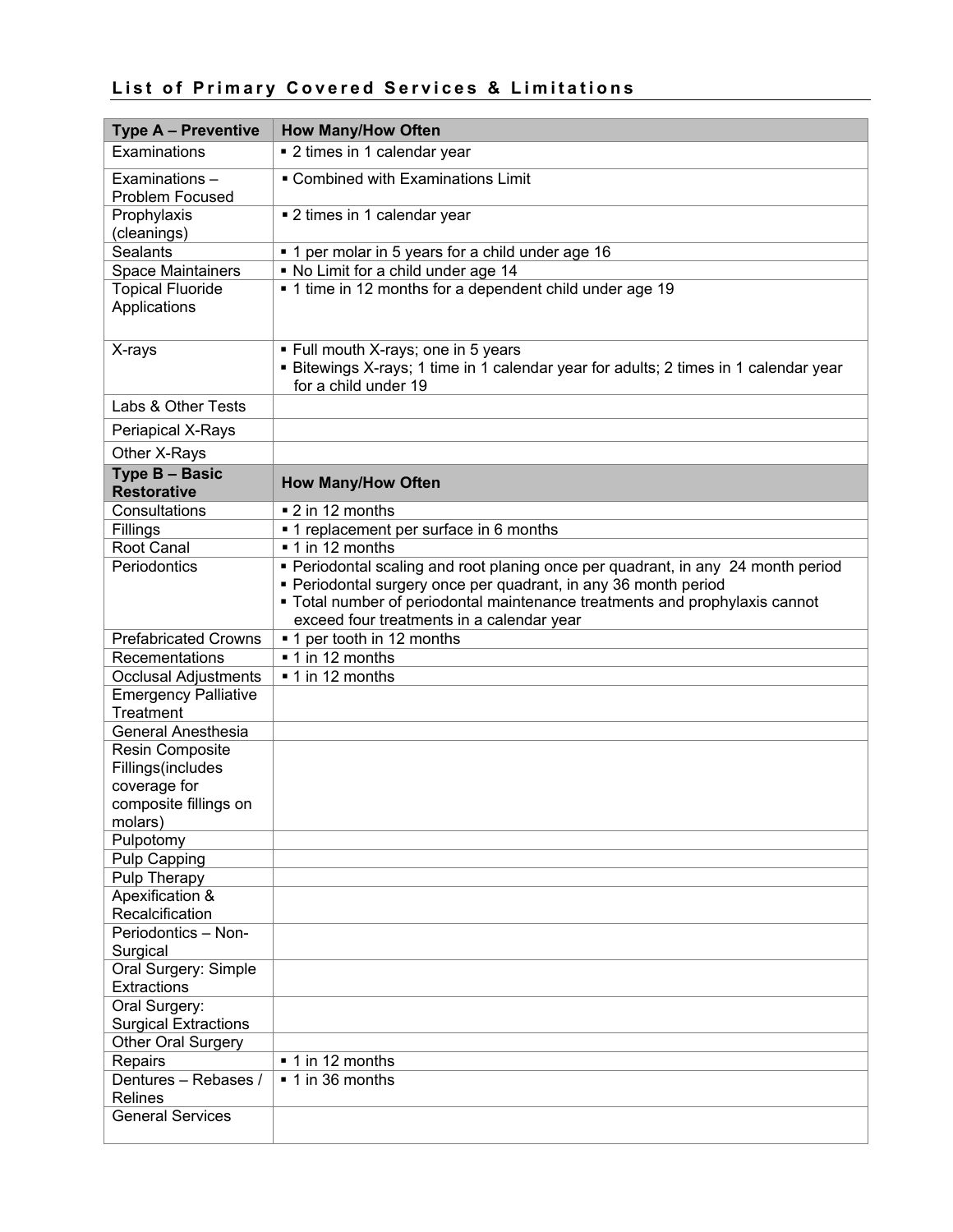## List of Primary Covered Services & Limitations

| Type A – Preventive | How Many/How Often |
|---|---|
| Examinations | ▪ 2 times in 1 calendar year |
| Examinations – Problem Focused | ▪ Combined with Examinations Limit |
| Prophylaxis (cleanings) | ▪ 2 times in 1 calendar year |
| Sealants | ▪ 1 per molar in 5 years for a child under age 16 |
| Space Maintainers | ▪ No Limit for a child under age 14 |
| Topical Fluoride Applications | ▪ 1 time in 12 months for a dependent child under age 19 |
| X-rays | ▪ Full mouth X-rays; one in 5 years<br>▪ Bitewings X-rays; 1 time in 1 calendar year for adults; 2 times in 1 calendar year for a child under 19 |
| Labs & Other Tests | |
| Periapical X-Rays | |
| Other X-Rays | |
| **Type B – Basic Restorative** | **How Many/How Often** |
| Consultations | ▪ 2 in 12 months |
| Fillings | ▪ 1 replacement per surface in 6 months |
| Root Canal | ▪ 1 in 12 months |
| Periodontics | ▪ Periodontal scaling and root planing once per quadrant, in any 24 month period<br>▪ Periodontal surgery once per quadrant, in any 36 month period<br>▪ Total number of periodontal maintenance treatments and prophylaxis cannot exceed four treatments in a calendar year |
| Prefabricated Crowns | ▪ 1 per tooth in 12 months |
| Recementations | ▪ 1 in 12 months |
| Occlusal Adjustments | ▪ 1 in 12 months |
| Emergency Palliative Treatment | |
| General Anesthesia | |
| Resin Composite Fillings(includes coverage for composite fillings on molars) | |
| Pulpotomy | |
| Pulp Capping | |
| Pulp Therapy | |
| Apexification & Recalcification | |
| Periodontics – Non-Surgical | |
| Oral Surgery: Simple Extractions | |
| Oral Surgery: Surgical Extractions | |
| Other Oral Surgery | |
| Repairs | ▪ 1 in 12 months |
| Dentures – Rebases / Relines | ▪ 1 in 36 months |
| General Services | |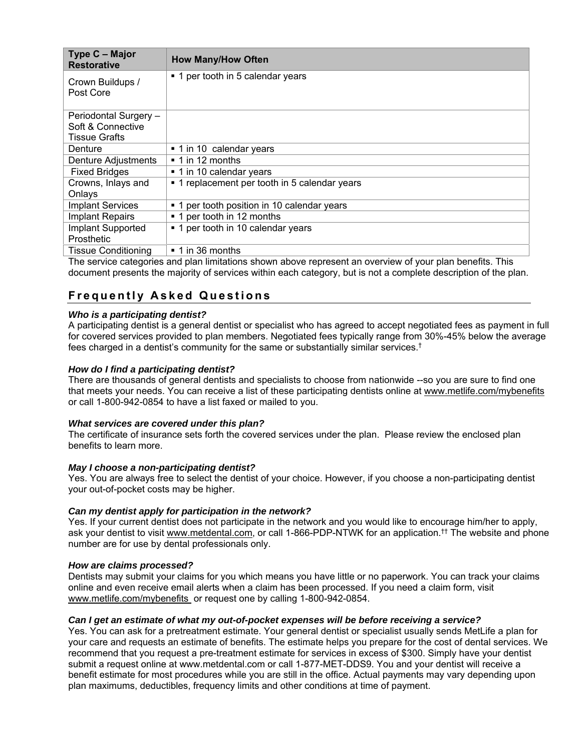| Type C – Major Restorative | How Many/How Often |
|---|---|
| Crown Buildups / Post Core | ▪ 1 per tooth in 5 calendar years |
| Periodontal Surgery – Soft & Connective Tissue Grafts | |
| Denture | ▪ 1 in 10 calendar years |
| Denture Adjustments | ▪ 1 in 12 months |
| Fixed Bridges | ▪ 1 in 10 calendar years |
| Crowns, Inlays and Onlays | ▪ 1 replacement per tooth in 5 calendar years |
| Implant Services | ▪ 1 per tooth position in 10 calendar years |
| Implant Repairs | ▪ 1 per tooth in 12 months |
| Implant Supported Prosthetic | ▪ 1 per tooth in 10 calendar years |
| Tissue Conditioning | ▪ 1 in 36 months |

The service categories and plan limitations shown above represent an overview of your plan benefits. This document presents the majority of services within each category, but is not a complete description of the plan.

## Frequently Asked Questions

***Who is a participating dentist?***
A participating dentist is a general dentist or specialist who has agreed to accept negotiated fees as payment in full for covered services provided to plan members. Negotiated fees typically range from 30%-45% below the average fees charged in a dentist's community for the same or substantially similar services.†

***How do I find a participating dentist?***
There are thousands of general dentists and specialists to choose from nationwide --so you are sure to find one that meets your needs. You can receive a list of these participating dentists online at www.metlife.com/mybenefits or call 1-800-942-0854 to have a list faxed or mailed to you.

***What services are covered under this plan?***
The certificate of insurance sets forth the covered services under the plan. Please review the enclosed plan benefits to learn more.

***May I choose a non-participating dentist?***
Yes. You are always free to select the dentist of your choice. However, if you choose a non-participating dentist your out-of-pocket costs may be higher.

***Can my dentist apply for participation in the network?***
Yes. If your current dentist does not participate in the network and you would like to encourage him/her to apply, ask your dentist to visit www.metdental.com, or call 1-866-PDP-NTWK for an application.†† The website and phone number are for use by dental professionals only.

***How are claims processed?***
Dentists may submit your claims for you which means you have little or no paperwork. You can track your claims online and even receive email alerts when a claim has been processed. If you need a claim form, visit www.metlife.com/mybenefits or request one by calling 1-800-942-0854.

***Can I get an estimate of what my out-of-pocket expenses will be before receiving a service?***
Yes. You can ask for a pretreatment estimate. Your general dentist or specialist usually sends MetLife a plan for your care and requests an estimate of benefits. The estimate helps you prepare for the cost of dental services. We recommend that you request a pre-treatment estimate for services in excess of $300. Simply have your dentist submit a request online at www.metdental.com or call 1-877-MET-DDS9. You and your dentist will receive a benefit estimate for most procedures while you are still in the office. Actual payments may vary depending upon plan maximums, deductibles, frequency limits and other conditions at time of payment.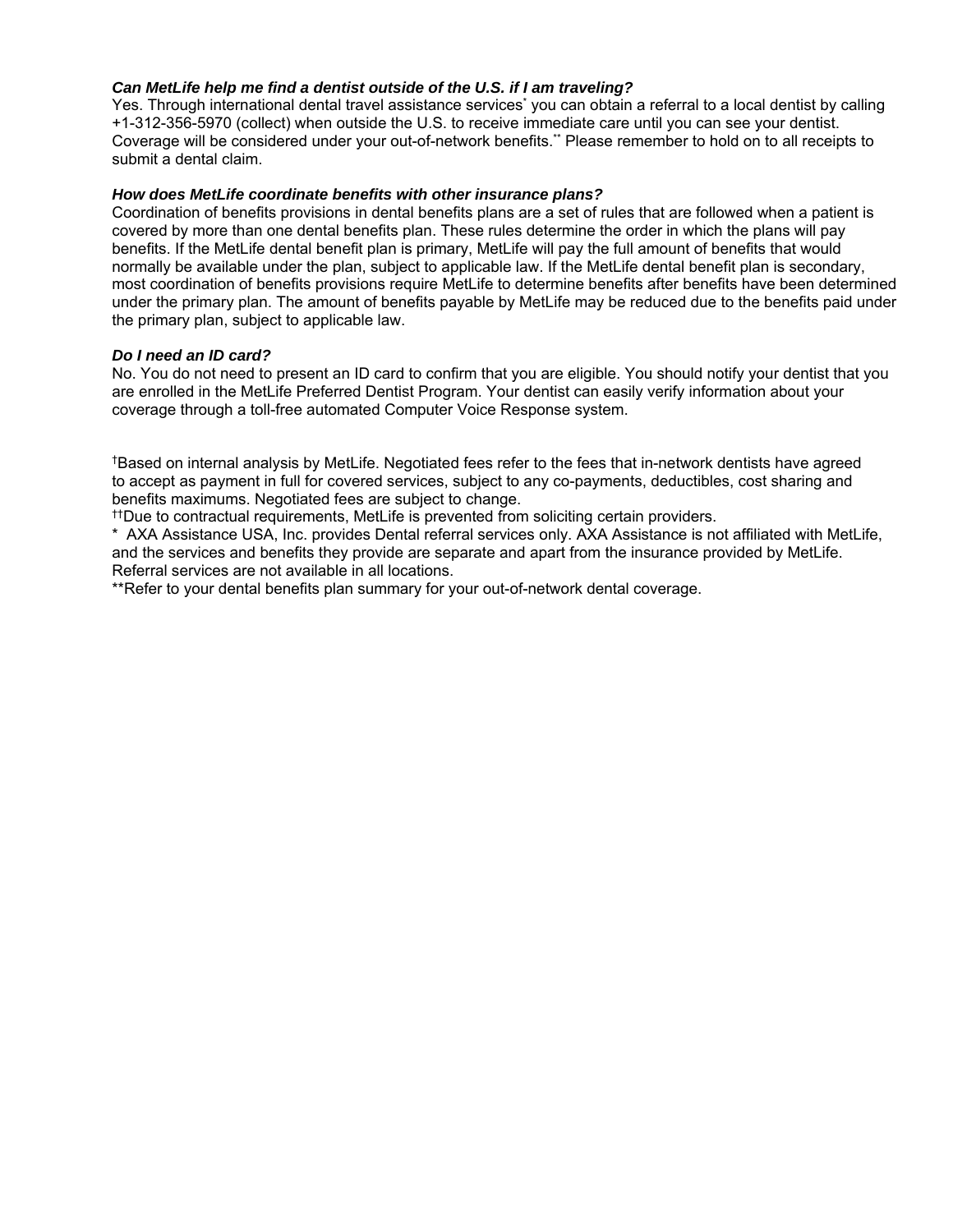***Can MetLife help me find a dentist outside of the U.S. if I am traveling?***

Yes. Through international dental travel assistance services* you can obtain a referral to a local dentist by calling +1-312-356-5970 (collect) when outside the U.S. to receive immediate care until you can see your dentist. Coverage will be considered under your out-of-network benefits.** Please remember to hold on to all receipts to submit a dental claim.

***How does MetLife coordinate benefits with other insurance plans?***

Coordination of benefits provisions in dental benefits plans are a set of rules that are followed when a patient is covered by more than one dental benefits plan. These rules determine the order in which the plans will pay benefits. If the MetLife dental benefit plan is primary, MetLife will pay the full amount of benefits that would normally be available under the plan, subject to applicable law. If the MetLife dental benefit plan is secondary, most coordination of benefits provisions require MetLife to determine benefits after benefits have been determined under the primary plan. The amount of benefits payable by MetLife may be reduced due to the benefits paid under the primary plan, subject to applicable law.

***Do I need an ID card?***

No. You do not need to present an ID card to confirm that you are eligible. You should notify your dentist that you are enrolled in the MetLife Preferred Dentist Program. Your dentist can easily verify information about your coverage through a toll-free automated Computer Voice Response system.

†Based on internal analysis by MetLife. Negotiated fees refer to the fees that in-network dentists have agreed to accept as payment in full for covered services, subject to any co-payments, deductibles, cost sharing and benefits maximums. Negotiated fees are subject to change.

††Due to contractual requirements, MetLife is prevented from soliciting certain providers.

\* AXA Assistance USA, Inc. provides Dental referral services only. AXA Assistance is not affiliated with MetLife, and the services and benefits they provide are separate and apart from the insurance provided by MetLife. Referral services are not available in all locations.

**Refer to your dental benefits plan summary for your out-of-network dental coverage.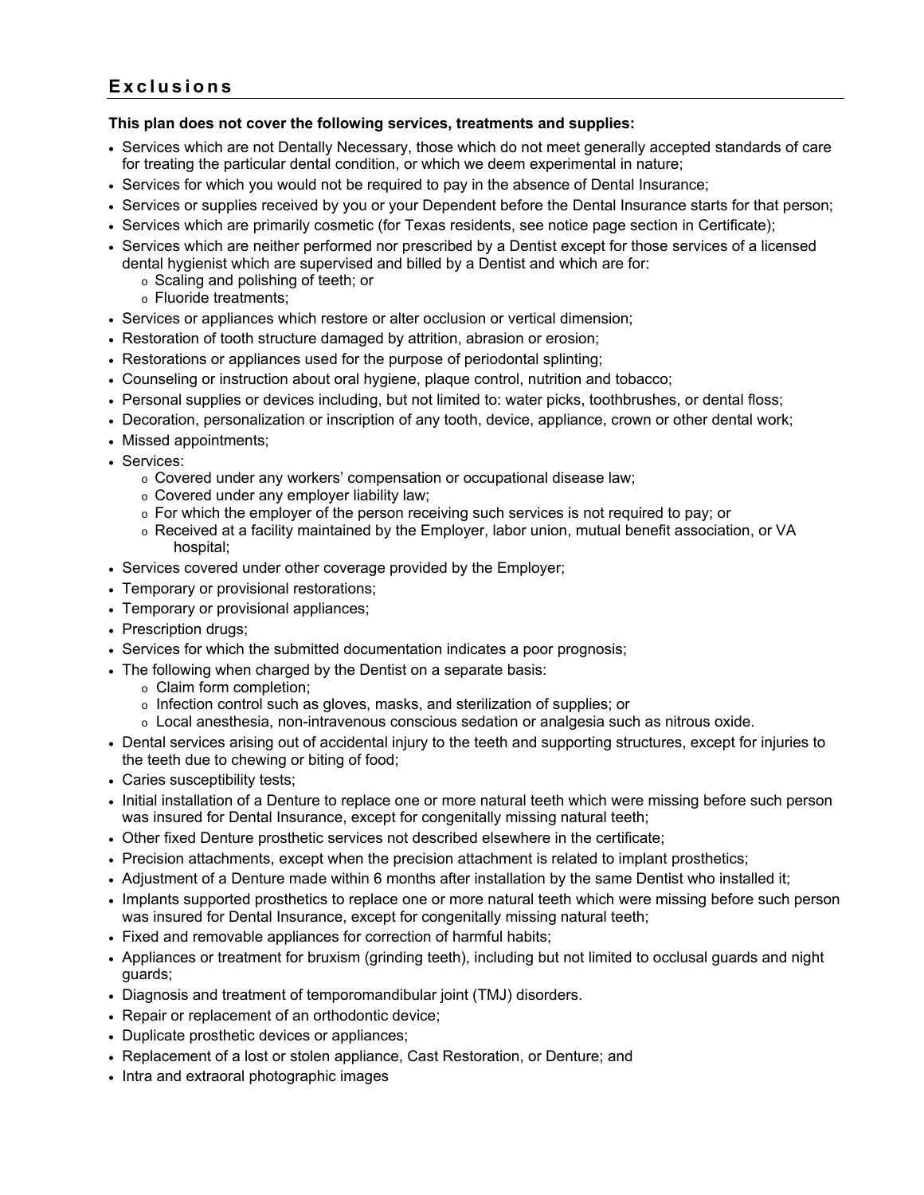## Exclusions

**This plan does not cover the following services, treatments and supplies:**

- Services which are not Dentally Necessary, those which do not meet generally accepted standards of care for treating the particular dental condition, or which we deem experimental in nature;
- Services for which you would not be required to pay in the absence of Dental Insurance;
- Services or supplies received by you or your Dependent before the Dental Insurance starts for that person;
- Services which are primarily cosmetic (for Texas residents, see notice page section in Certificate);
- Services which are neither performed nor prescribed by a Dentist except for those services of a licensed dental hygienist which are supervised and billed by a Dentist and which are for:
  - Scaling and polishing of teeth; or
  - Fluoride treatments;
- Services or appliances which restore or alter occlusion or vertical dimension;
- Restoration of tooth structure damaged by attrition, abrasion or erosion;
- Restorations or appliances used for the purpose of periodontal splinting;
- Counseling or instruction about oral hygiene, plaque control, nutrition and tobacco;
- Personal supplies or devices including, but not limited to: water picks, toothbrushes, or dental floss;
- Decoration, personalization or inscription of any tooth, device, appliance, crown or other dental work;
- Missed appointments;
- Services:
  - Covered under any workers' compensation or occupational disease law;
  - Covered under any employer liability law;
  - For which the employer of the person receiving such services is not required to pay; or
  - Received at a facility maintained by the Employer, labor union, mutual benefit association, or VA hospital;
- Services covered under other coverage provided by the Employer;
- Temporary or provisional restorations;
- Temporary or provisional appliances;
- Prescription drugs;
- Services for which the submitted documentation indicates a poor prognosis;
- The following when charged by the Dentist on a separate basis:
  - Claim form completion;
  - Infection control such as gloves, masks, and sterilization of supplies; or
  - Local anesthesia, non-intravenous conscious sedation or analgesia such as nitrous oxide.
- Dental services arising out of accidental injury to the teeth and supporting structures, except for injuries to the teeth due to chewing or biting of food;
- Caries susceptibility tests;
- Initial installation of a Denture to replace one or more natural teeth which were missing before such person was insured for Dental Insurance, except for congenitally missing natural teeth;
- Other fixed Denture prosthetic services not described elsewhere in the certificate;
- Precision attachments, except when the precision attachment is related to implant prosthetics;
- Adjustment of a Denture made within 6 months after installation by the same Dentist who installed it;
- Implants supported prosthetics to replace one or more natural teeth which were missing before such person was insured for Dental Insurance, except for congenitally missing natural teeth;
- Fixed and removable appliances for correction of harmful habits;
- Appliances or treatment for bruxism (grinding teeth), including but not limited to occlusal guards and night guards;
- Diagnosis and treatment of temporomandibular joint (TMJ) disorders.
- Repair or replacement of an orthodontic device;
- Duplicate prosthetic devices or appliances;
- Replacement of a lost or stolen appliance, Cast Restoration, or Denture; and
- Intra and extraoral photographic images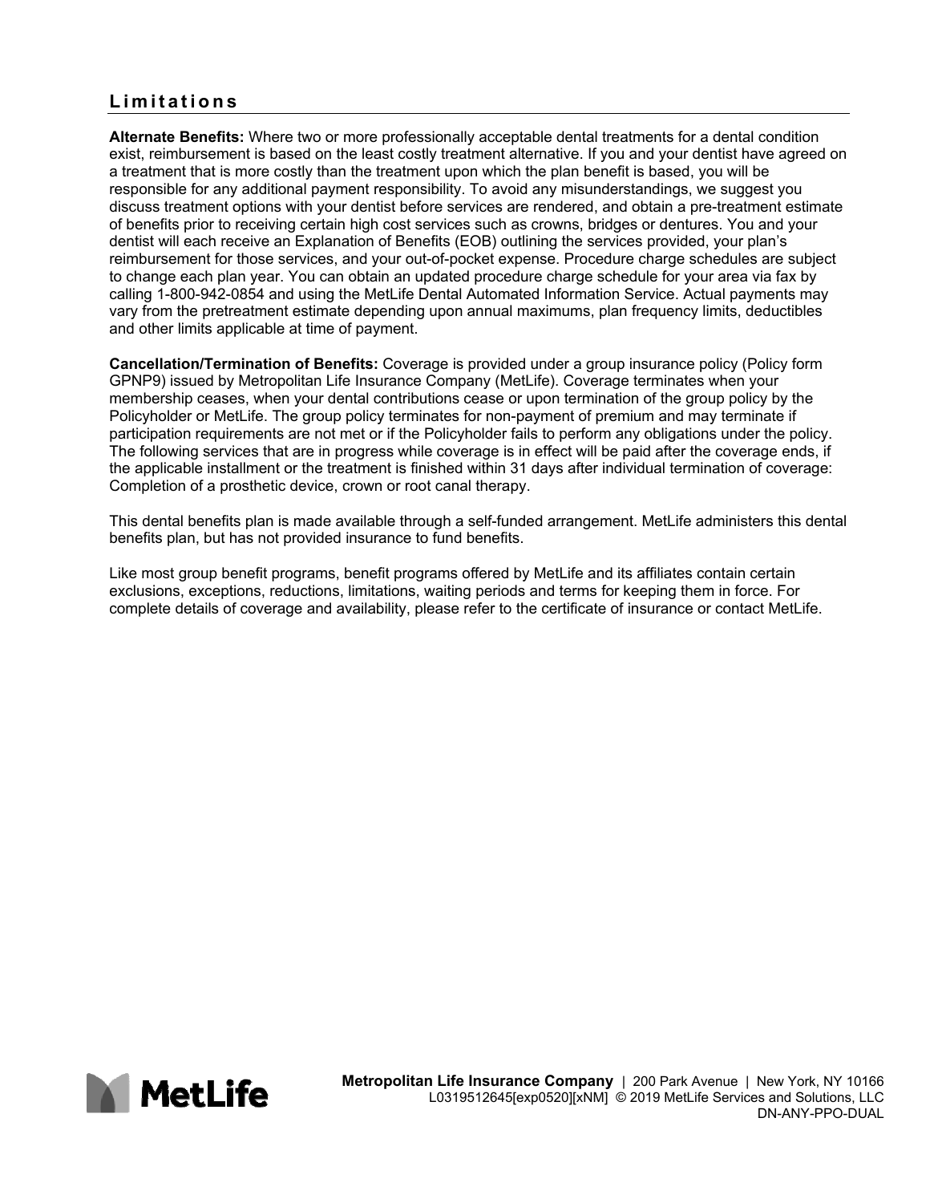## Limitations

**Alternate Benefits:** Where two or more professionally acceptable dental treatments for a dental condition exist, reimbursement is based on the least costly treatment alternative. If you and your dentist have agreed on a treatment that is more costly than the treatment upon which the plan benefit is based, you will be responsible for any additional payment responsibility. To avoid any misunderstandings, we suggest you discuss treatment options with your dentist before services are rendered, and obtain a pre-treatment estimate of benefits prior to receiving certain high cost services such as crowns, bridges or dentures. You and your dentist will each receive an Explanation of Benefits (EOB) outlining the services provided, your plan's reimbursement for those services, and your out-of-pocket expense. Procedure charge schedules are subject to change each plan year. You can obtain an updated procedure charge schedule for your area via fax by calling 1-800-942-0854 and using the MetLife Dental Automated Information Service. Actual payments may vary from the pretreatment estimate depending upon annual maximums, plan frequency limits, deductibles and other limits applicable at time of payment.

**Cancellation/Termination of Benefits:** Coverage is provided under a group insurance policy (Policy form GPNP9) issued by Metropolitan Life Insurance Company (MetLife). Coverage terminates when your membership ceases, when your dental contributions cease or upon termination of the group policy by the Policyholder or MetLife. The group policy terminates for non-payment of premium and may terminate if participation requirements are not met or if the Policyholder fails to perform any obligations under the policy. The following services that are in progress while coverage is in effect will be paid after the coverage ends, if the applicable installment or the treatment is finished within 31 days after individual termination of coverage: Completion of a prosthetic device, crown or root canal therapy.

This dental benefits plan is made available through a self-funded arrangement. MetLife administers this dental benefits plan, but has not provided insurance to fund benefits.

Like most group benefit programs, benefit programs offered by MetLife and its affiliates contain certain exclusions, exceptions, reductions, limitations, waiting periods and terms for keeping them in force. For complete details of coverage and availability, please refer to the certificate of insurance or contact MetLife.

MetLife

**Metropolitan Life Insurance Company** | 200 Park Avenue | New York, NY 10166
L0319512645[exp0520][xNM] © 2019 MetLife Services and Solutions, LLC
DN-ANY-PPO-DUAL